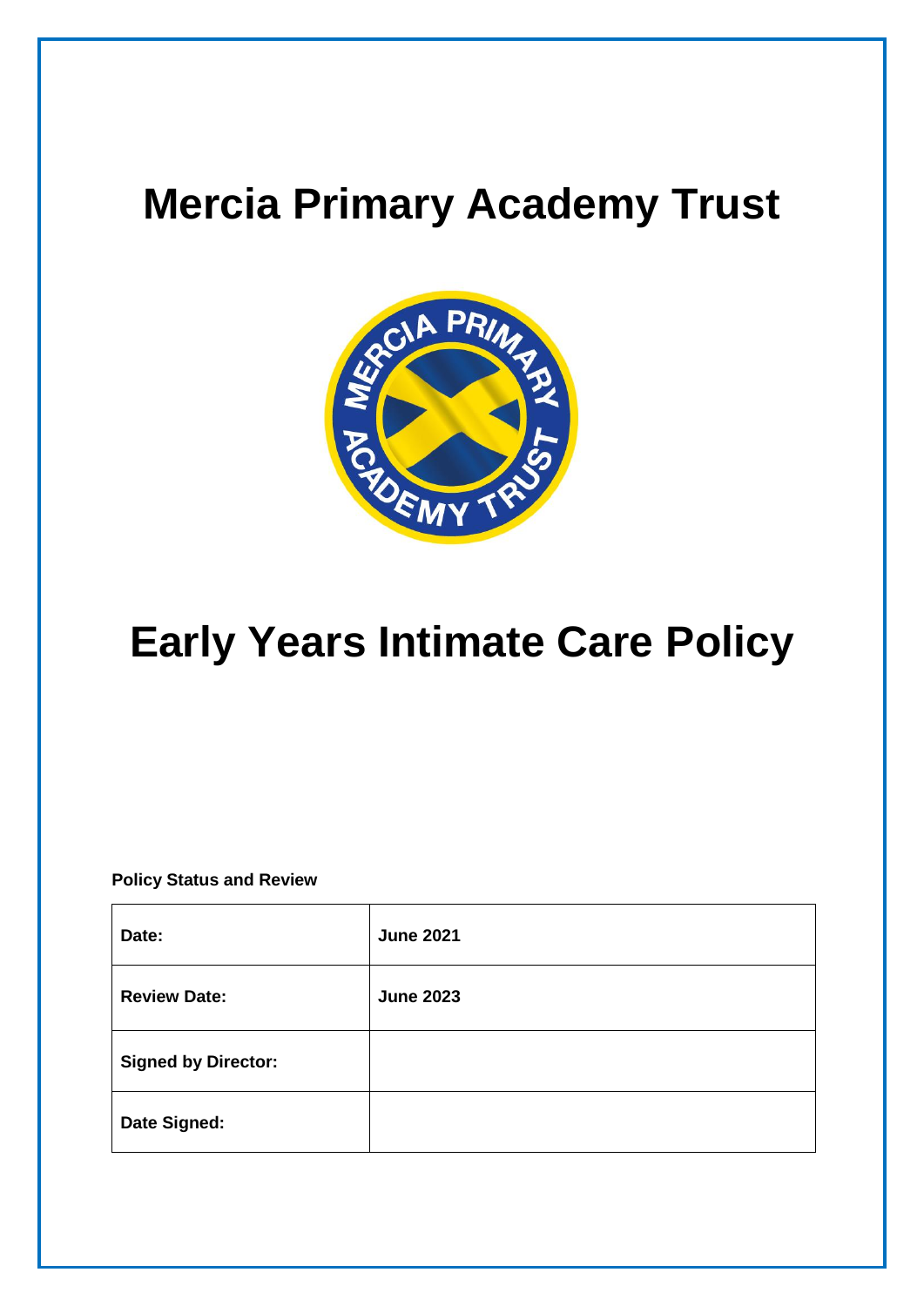# Mercia Primary Academy Trust

# Early Years Intimate Care Policy

**Policy Status and Review**

| **Date:** | **June 2021** |
|---|---|
| **Review Date:** | **June 2023** |
| **Signed by Director:** | |
| **Date Signed:** | |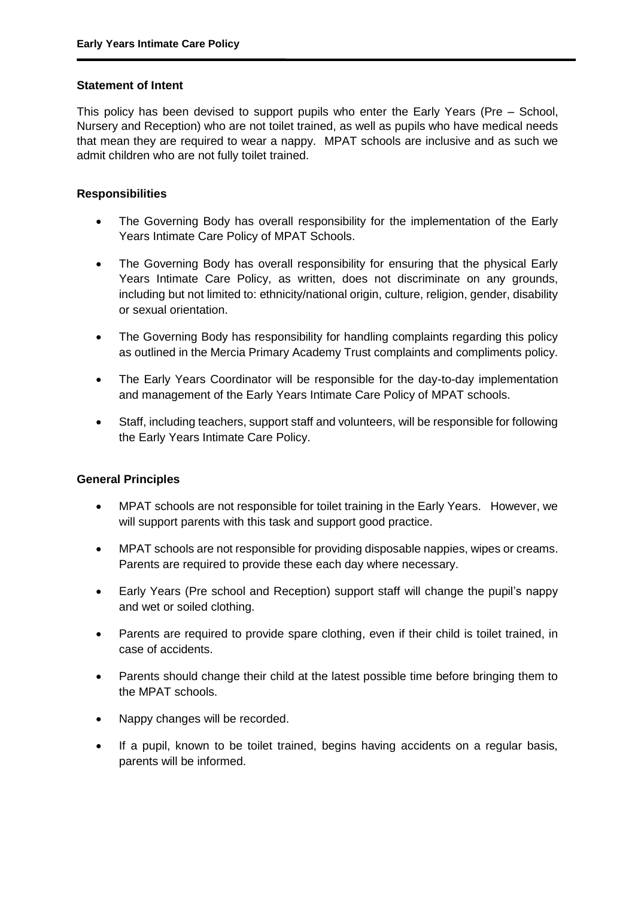## Statement of Intent

This policy has been devised to support pupils who enter the Early Years (Pre – School, Nursery and Reception) who are not toilet trained, as well as pupils who have medical needs that mean they are required to wear a nappy. MPAT schools are inclusive and as such we admit children who are not fully toilet trained.

## Responsibilities

- The Governing Body has overall responsibility for the implementation of the Early Years Intimate Care Policy of MPAT Schools.
- The Governing Body has overall responsibility for ensuring that the physical Early Years Intimate Care Policy, as written, does not discriminate on any grounds, including but not limited to: ethnicity/national origin, culture, religion, gender, disability or sexual orientation.
- The Governing Body has responsibility for handling complaints regarding this policy as outlined in the Mercia Primary Academy Trust complaints and compliments policy.
- The Early Years Coordinator will be responsible for the day-to-day implementation and management of the Early Years Intimate Care Policy of MPAT schools.
- Staff, including teachers, support staff and volunteers, will be responsible for following the Early Years Intimate Care Policy.

## General Principles

- MPAT schools are not responsible for toilet training in the Early Years. However, we will support parents with this task and support good practice.
- MPAT schools are not responsible for providing disposable nappies, wipes or creams. Parents are required to provide these each day where necessary.
- Early Years (Pre school and Reception) support staff will change the pupil's nappy and wet or soiled clothing.
- Parents are required to provide spare clothing, even if their child is toilet trained, in case of accidents.
- Parents should change their child at the latest possible time before bringing them to the MPAT schools.
- Nappy changes will be recorded.
- If a pupil, known to be toilet trained, begins having accidents on a regular basis, parents will be informed.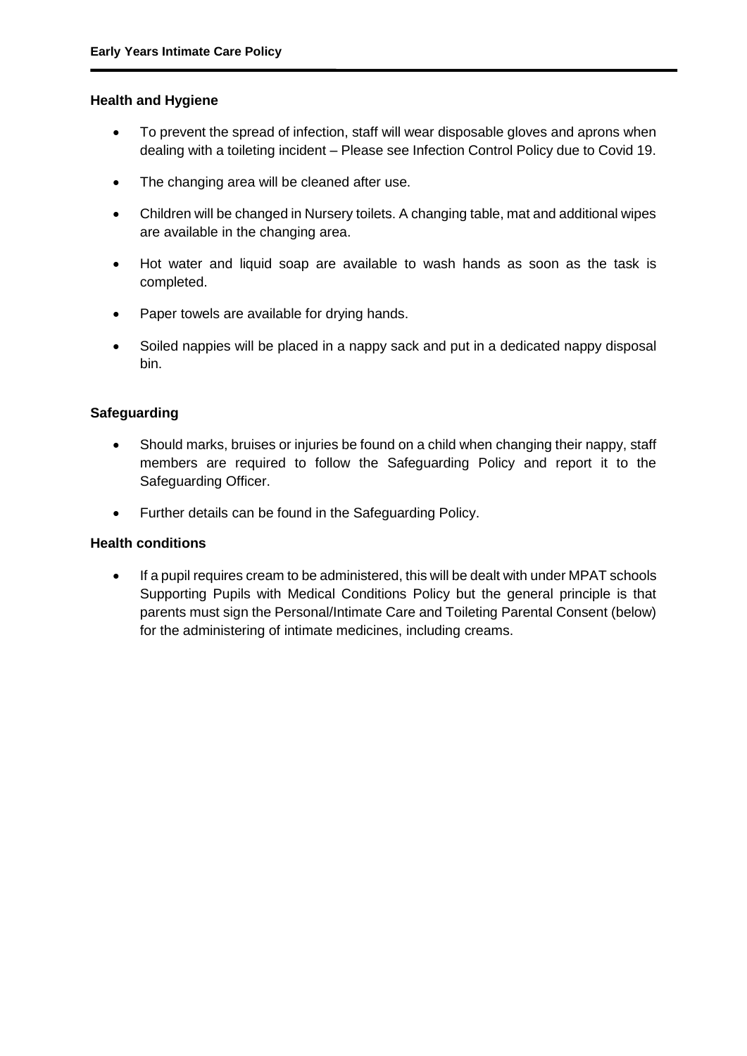## Health and Hygiene

- To prevent the spread of infection, staff will wear disposable gloves and aprons when dealing with a toileting incident – Please see Infection Control Policy due to Covid 19.
- The changing area will be cleaned after use.
- Children will be changed in Nursery toilets. A changing table, mat and additional wipes are available in the changing area.
- Hot water and liquid soap are available to wash hands as soon as the task is completed.
- Paper towels are available for drying hands.
- Soiled nappies will be placed in a nappy sack and put in a dedicated nappy disposal bin.

## Safeguarding

- Should marks, bruises or injuries be found on a child when changing their nappy, staff members are required to follow the Safeguarding Policy and report it to the Safeguarding Officer.
- Further details can be found in the Safeguarding Policy.

## Health conditions

- If a pupil requires cream to be administered, this will be dealt with under MPAT schools Supporting Pupils with Medical Conditions Policy but the general principle is that parents must sign the Personal/Intimate Care and Toileting Parental Consent (below) for the administering of intimate medicines, including creams.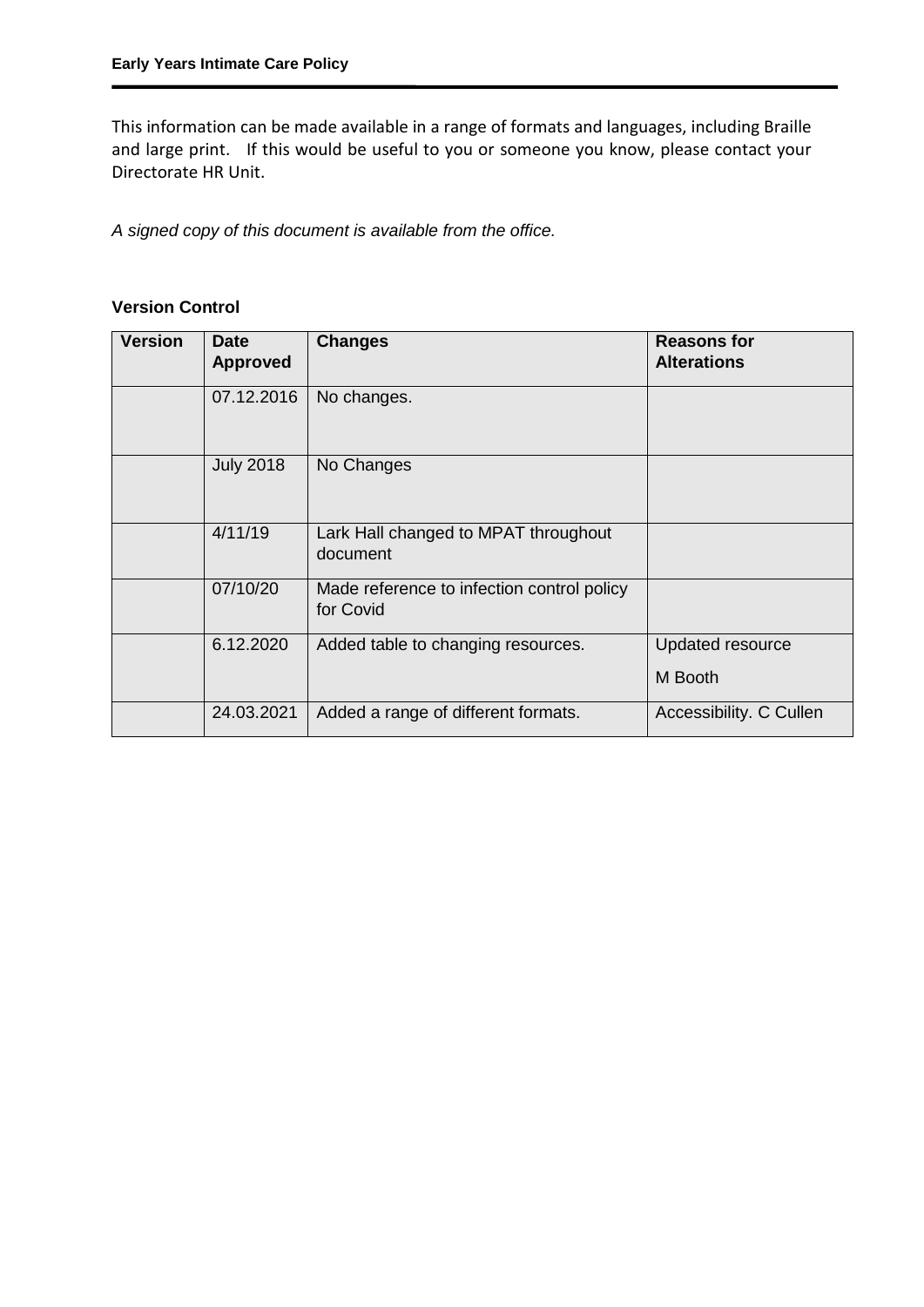This information can be made available in a range of formats and languages, including Braille and large print. If this would be useful to you or someone you know, please contact your Directorate HR Unit.

*A signed copy of this document is available from the office.*

**Version Control**

| Version | Date Approved | Changes | Reasons for Alterations |
|---|---|---|---|
| | 07.12.2016 | No changes. | |
| | July 2018 | No Changes | |
| | 4/11/19 | Lark Hall changed to MPAT throughout document | |
| | 07/10/20 | Made reference to infection control policy for Covid | |
| | 6.12.2020 | Added table to changing resources. | Updated resource M Booth |
| | 24.03.2021 | Added a range of different formats. | Accessibility. C Cullen |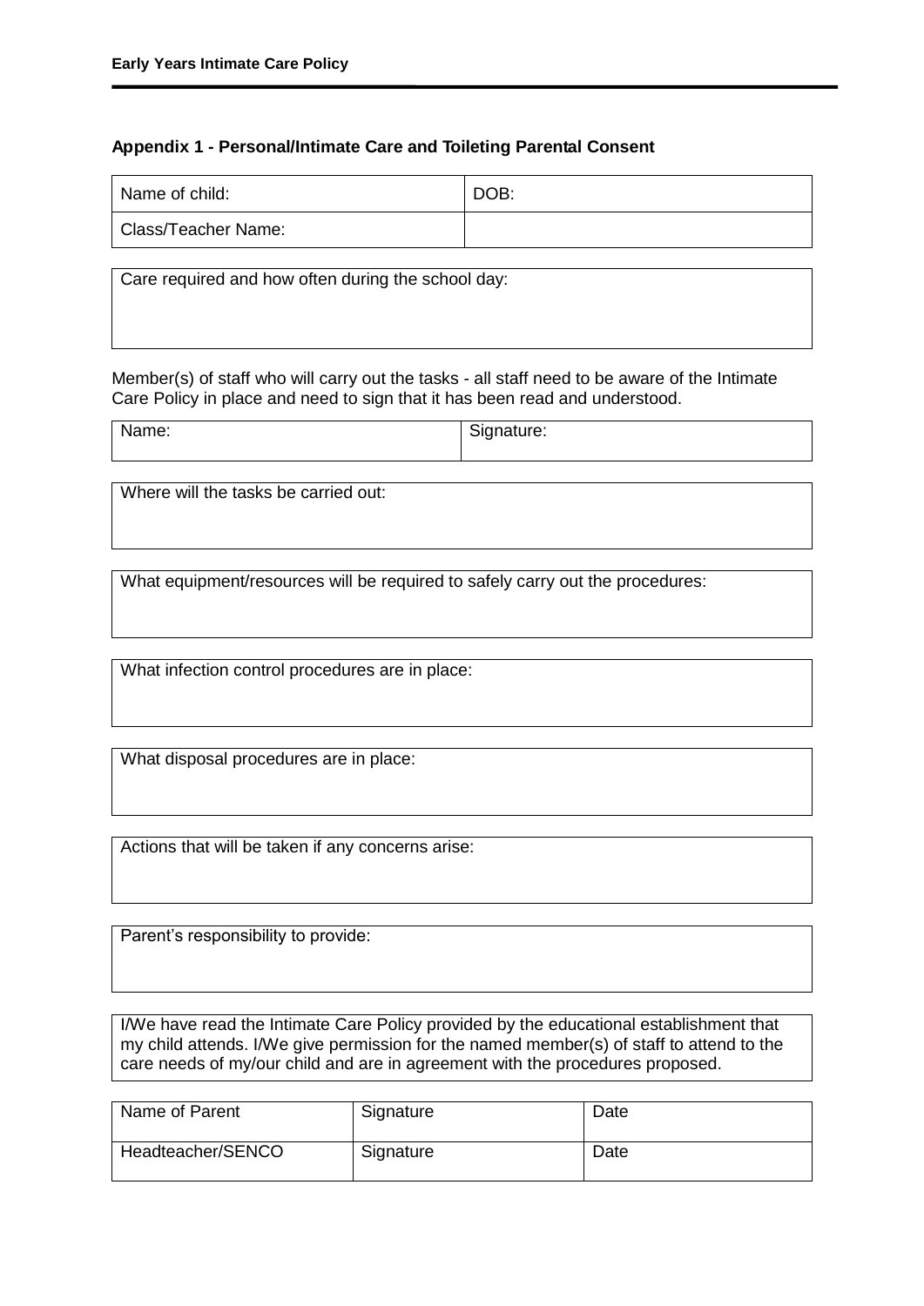## Appendix 1 - Personal/Intimate Care and Toileting Parental Consent

| | |
|---|---|
| Name of child: | DOB: |
| Class/Teacher Name: | |

| |
|---|
| Care required and how often during the school day: |

Member(s) of staff who will carry out the tasks - all staff need to be aware of the Intimate Care Policy in place and need to sign that it has been read and understood.

| | |
|---|---|
| Name: | Signature: |

| |
|---|
| Where will the tasks be carried out: |

| |
|---|
| What equipment/resources will be required to safely carry out the procedures: |

| |
|---|
| What infection control procedures are in place: |

| |
|---|
| What disposal procedures are in place: |

| |
|---|
| Actions that will be taken if any concerns arise: |

| |
|---|
| Parent's responsibility to provide: |

| |
|---|
| I/We have read the Intimate Care Policy provided by the educational establishment that my child attends. I/We give permission for the named member(s) of staff to attend to the care needs of my/our child and are in agreement with the procedures proposed. |

| | | |
|---|---|---|
| Name of Parent | Signature | Date |
| Headteacher/SENCO | Signature | Date |